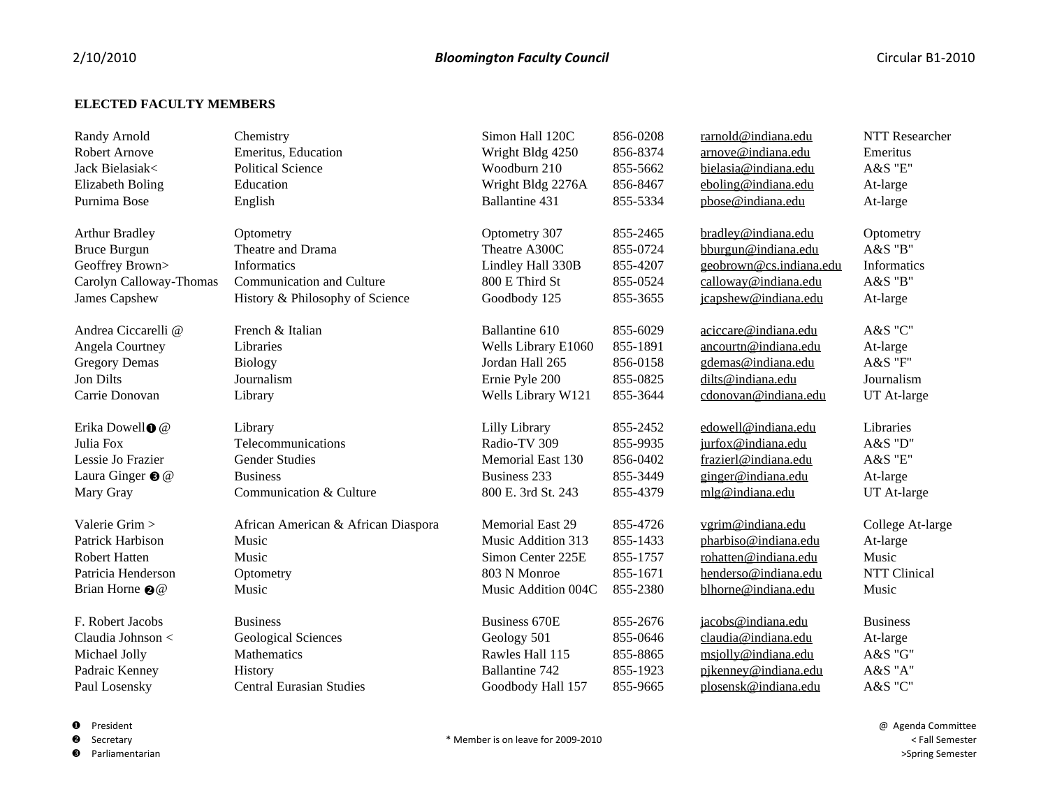**ELECTED FACULTY MEMBERS**

| | | | | | |
|---|---|---|---|---|---|
| Randy Arnold | Chemistry | Simon Hall 120C | 856-0208 | rarnold@indiana.edu | NTT Researcher |
| Robert Arnove | Emeritus, Education | Wright Bldg 4250 | 856-8374 | arnove@indiana.edu | Emeritus |
| Jack Bielasiak< | Political Science | Woodburn 210 | 855-5662 | bielasia@indiana.edu | A&S "E" |
| Elizabeth Boling | Education | Wright Bldg 2276A | 856-8467 | eboling@indiana.edu | At-large |
| Purnima Bose | English | Ballantine 431 | 855-5334 | pbose@indiana.edu | At-large |
| Arthur Bradley | Optometry | Optometry 307 | 855-2465 | bradley@indiana.edu | Optometry |
| Bruce Burgun | Theatre and Drama | Theatre A300C | 855-0724 | bburgun@indiana.edu | A&S "B" |
| Geoffrey Brown> | Informatics | Lindley Hall 330B | 855-4207 | geobrown@cs.indiana.edu | Informatics |
| Carolyn Calloway-Thomas | Communication and Culture | 800 E Third St | 855-0524 | calloway@indiana.edu | A&S "B" |
| James Capshew | History & Philosophy of Science | Goodbody 125 | 855-3655 | jcapshew@indiana.edu | At-large |
| Andrea Ciccarelli @ | French & Italian | Ballantine 610 | 855-6029 | aciccare@indiana.edu | A&S "C" |
| Angela Courtney | Libraries | Wells Library E1060 | 855-1891 | ancourtn@indiana.edu | At-large |
| Gregory Demas | Biology | Jordan Hall 265 | 856-0158 | gdemas@indiana.edu | A&S "F" |
| Jon Dilts | Journalism | Ernie Pyle 200 | 855-0825 | dilts@indiana.edu | Journalism |
| Carrie Donovan | Library | Wells Library W121 | 855-3644 | cdonovan@indiana.edu | UT At-large |
| Erika Dowell❶ @ | Library | Lilly Library | 855-2452 | edowell@indiana.edu | Libraries |
| Julia Fox | Telecommunications | Radio-TV 309 | 855-9935 | jurfox@indiana.edu | A&S "D" |
| Lessie Jo Frazier | Gender Studies | Memorial East 130 | 856-0402 | frazierl@indiana.edu | A&S "E" |
| Laura Ginger ❸ @ | Business | Business 233 | 855-3449 | ginger@indiana.edu | At-large |
| Mary Gray | Communication & Culture | 800 E. 3rd St. 243 | 855-4379 | mlg@indiana.edu | UT At-large |
| Valerie Grim > | African American & African Diaspora | Memorial East 29 | 855-4726 | vgrim@indiana.edu | College At-large |
| Patrick Harbison | Music | Music Addition 313 | 855-1433 | pharbiso@indiana.edu | At-large |
| Robert Hatten | Music | Simon Center 225E | 855-1757 | rohatten@indiana.edu | Music |
| Patricia Henderson | Optometry | 803 N Monroe | 855-1671 | henderso@indiana.edu | NTT Clinical |
| Brian Horne ❷@ | Music | Music Addition 004C | 855-2380 | blhorne@indiana.edu | Music |
| F. Robert Jacobs | Business | Business 670E | 855-2676 | jacobs@indiana.edu | Business |
| Claudia Johnson < | Geological Sciences | Geology 501 | 855-0646 | claudia@indiana.edu | At-large |
| Michael Jolly | Mathematics | Rawles Hall 115 | 855-8865 | msjolly@indiana.edu | A&S "G" |
| Padraic Kenney | History | Ballantine 742 | 855-1923 | pjkenney@indiana.edu | A&S "A" |
| Paul Losensky | Central Eurasian Studies | Goodbody Hall 157 | 855-9665 | plosensk@indiana.edu | A&S "C" |

❶ President
❷ Secretary
❸ Parliamentarian

\* Member is on leave for 2009-2010

@ Agenda Committee
< Fall Semester
>Spring Semester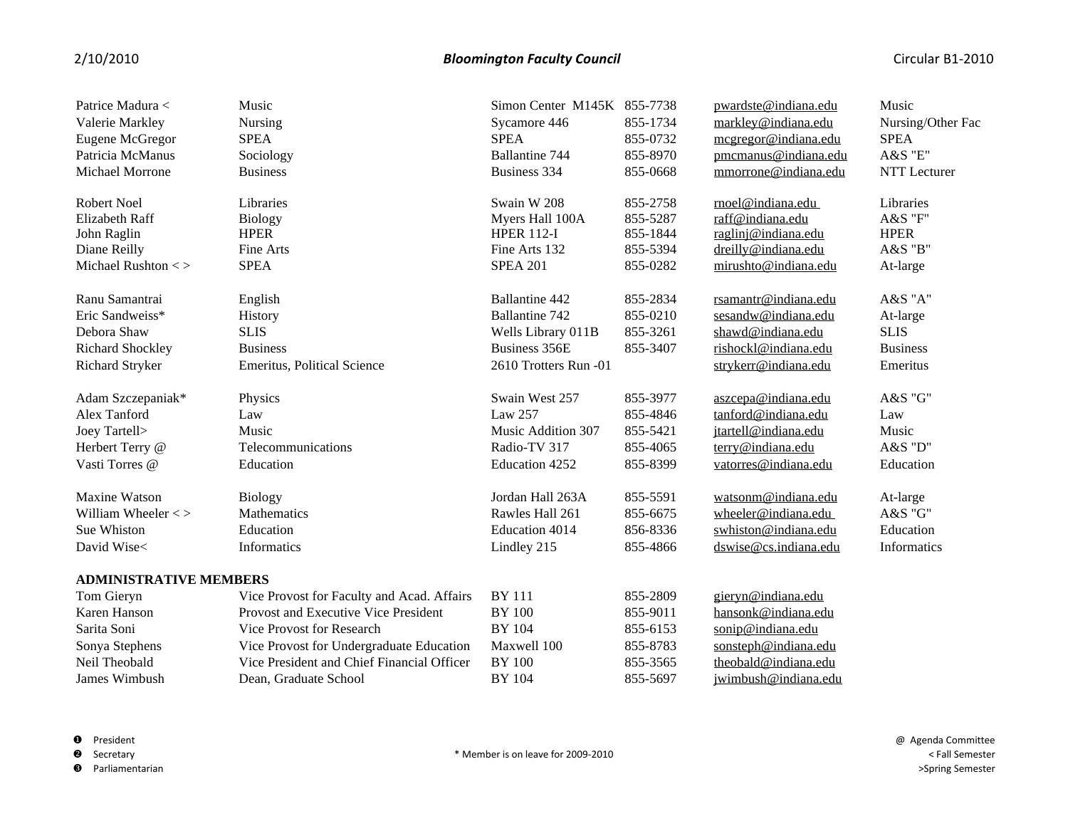| | | | | | |
|---|---|---|---|---|---|
| Patrice Madura < | Music | Simon Center M145K | 855-7738 | pwardste@indiana.edu | Music |
| Valerie Markley | Nursing | Sycamore 446 | 855-1734 | markley@indiana.edu | Nursing/Other Fac |
| Eugene McGregor | SPEA | SPEA | 855-0732 | mcgregor@indiana.edu | SPEA |
| Patricia McManus | Sociology | Ballantine 744 | 855-8970 | pmcmanus@indiana.edu | A&S "E" |
| Michael Morrone | Business | Business 334 | 855-0668 | mmorrone@indiana.edu | NTT Lecturer |
| Robert Noel | Libraries | Swain W 208 | 855-2758 | rnoel@indiana.edu | Libraries |
| Elizabeth Raff | Biology | Myers Hall 100A | 855-5287 | raff@indiana.edu | A&S "F" |
| John Raglin | HPER | HPER 112-I | 855-1844 | raglinj@indiana.edu | HPER |
| Diane Reilly | Fine Arts | Fine Arts 132 | 855-5394 | dreilly@indiana.edu | A&S "B" |
| Michael Rushton < > | SPEA | SPEA 201 | 855-0282 | mirushto@indiana.edu | At-large |
| Ranu Samantrai | English | Ballantine 442 | 855-2834 | rsamantr@indiana.edu | A&S "A" |
| Eric Sandweiss* | History | Ballantine 742 | 855-0210 | sesandw@indiana.edu | At-large |
| Debora Shaw | SLIS | Wells Library 011B | 855-3261 | shawd@indiana.edu | SLIS |
| Richard Shockley | Business | Business 356E | 855-3407 | rishockl@indiana.edu | Business |
| Richard Stryker | Emeritus, Political Science | 2610 Trotters Run -01 | | strykerr@indiana.edu | Emeritus |
| Adam Szczepaniak* | Physics | Swain West 257 | 855-3977 | aszcepa@indiana.edu | A&S "G" |
| Alex Tanford | Law | Law 257 | 855-4846 | tanford@indiana.edu | Law |
| Joey Tartell> | Music | Music Addition 307 | 855-5421 | jtartell@indiana.edu | Music |
| Herbert Terry @ | Telecommunications | Radio-TV 317 | 855-4065 | terry@indiana.edu | A&S "D" |
| Vasti Torres @ | Education | Education 4252 | 855-8399 | vatorres@indiana.edu | Education |
| Maxine Watson | Biology | Jordan Hall 263A | 855-5591 | watsonm@indiana.edu | At-large |
| William Wheeler < > | Mathematics | Rawles Hall 261 | 855-6675 | wheeler@indiana.edu | A&S "G" |
| Sue Whiston | Education | Education 4014 | 856-8336 | swhiston@indiana.edu | Education |
| David Wise< | Informatics | Lindley 215 | 855-4866 | dswise@cs.indiana.edu | Informatics |

**ADMINISTRATIVE MEMBERS**

| | | | | |
|---|---|---|---|---|
| Tom Gieryn | Vice Provost for Faculty and Acad. Affairs | BY 111 | 855-2809 | gieryn@indiana.edu |
| Karen Hanson | Provost and Executive Vice President | BY 100 | 855-9011 | hansonk@indiana.edu |
| Sarita Soni | Vice Provost for Research | BY 104 | 855-6153 | sonip@indiana.edu |
| Sonya Stephens | Vice Provost for Undergraduate Education | Maxwell 100 | 855-8783 | sonsteph@indiana.edu |
| Neil Theobald | Vice President and Chief Financial Officer | BY 100 | 855-3565 | theobald@indiana.edu |
| James Wimbush | Dean, Graduate School | BY 104 | 855-5697 | jwimbush@indiana.edu |

❶ President
❷ Secretary
❸ Parliamentarian

\* Member is on leave for 2009-2010

@ Agenda Committee
< Fall Semester
>Spring Semester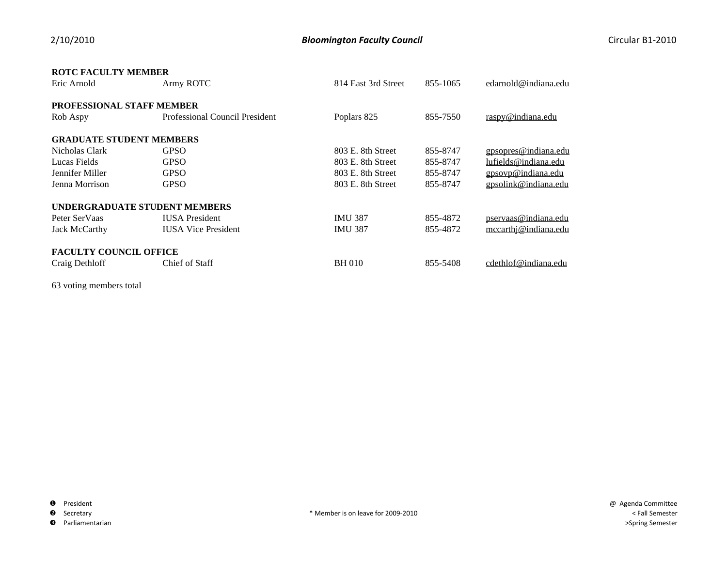| | | | | |
|---|---|---|---|---|
| **ROTC FACULTY MEMBER** | | | | |
| Eric Arnold | Army ROTC | 814 East 3rd Street | 855-1065 | edarnold@indiana.edu |
| **PROFESSIONAL STAFF MEMBER** | | | | |
| Rob Aspy | Professional Council President | Poplars 825 | 855-7550 | raspy@indiana.edu |
| **GRADUATE STUDENT MEMBERS** | | | | |
| Nicholas Clark | GPSO | 803 E. 8th Street | 855-8747 | gpsopres@indiana.edu |
| Lucas Fields | GPSO | 803 E. 8th Street | 855-8747 | lufields@indiana.edu |
| Jennifer Miller | GPSO | 803 E. 8th Street | 855-8747 | gpsovp@indiana.edu |
| Jenna Morrison | GPSO | 803 E. 8th Street | 855-8747 | gpsolink@indiana.edu |
| **UNDERGRADUATE STUDENT MEMBERS** | | | | |
| Peter SerVaas | IUSA President | IMU 387 | 855-4872 | pservaas@indiana.edu |
| Jack McCarthy | IUSA Vice President | IMU 387 | 855-4872 | mccarthj@indiana.edu |
| **FACULTY COUNCIL OFFICE** | | | | |
| Craig Dethloff | Chief of Staff | BH 010 | 855-5408 | cdethlof@indiana.edu |

63 voting members total

❶ President
❷ Secretary
❸ Parliamentarian

\* Member is on leave for 2009-2010

@ Agenda Committee
< Fall Semester
>Spring Semester